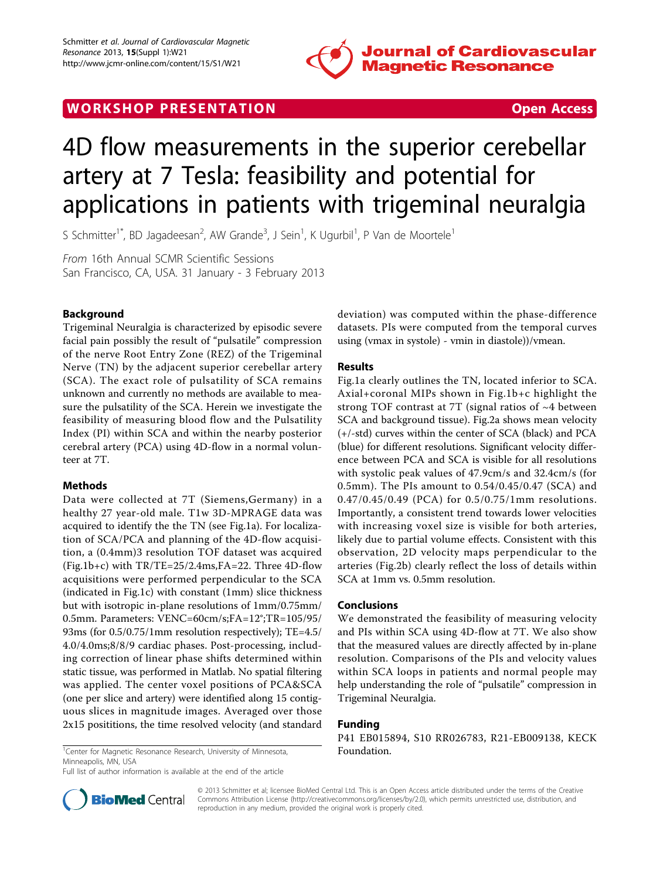WORKSHOP PRESENTATION Open Access

# 4D flow measurements in the superior cerebellar artery at 7 Tesla: feasibility and potential for applications in patients with trigeminal neuralgia

S Schmitter[1*], BD Jagadeesan[2], AW Grande[3], J Sein[1], K Ugurbil[1], P Van de Moortele[1]

*From* 16th Annual SCMR Scientific Sessions
San Francisco, CA, USA. 31 January - 3 February 2013

## Background

Trigeminal Neuralgia is characterized by episodic severe facial pain possibly the result of "pulsatile" compression of the nerve Root Entry Zone (REZ) of the Trigeminal Nerve (TN) by the adjacent superior cerebellar artery (SCA). The exact role of pulsatility of SCA remains unknown and currently no methods are available to measure the pulsatility of the SCA. Herein we investigate the feasibility of measuring blood flow and the Pulsatility Index (PI) within SCA and within the nearby posterior cerebral artery (PCA) using 4D-flow in a normal volunteer at 7T.

## Methods

Data were collected at 7T (Siemens,Germany) in a healthy 27 year-old male. T1w 3D-MPRAGE data was acquired to identify the the TN (see Fig.1a). For localization of SCA/PCA and planning of the 4D-flow acquisition, a (0.4mm)3 resolution TOF dataset was acquired (Fig.1b+c) with TR/TE=25/2.4ms,FA=22. Three 4D-flow acquisitions were performed perpendicular to the SCA (indicated in Fig.1c) with constant (1mm) slice thickness but with isotropic in-plane resolutions of 1mm/0.75mm/0.5mm. Parameters: VENC=60cm/s;FA=12°;TR=105/95/93ms (for 0.5/0.75/1mm resolution respectively); TE=4.5/4.0/4.0ms;8/8/9 cardiac phases. Post-processing, including correction of linear phase shifts determined within static tissue, was performed in Matlab. No spatial filtering was applied. The center voxel positions of PCA&SCA (one per slice and artery) were identified along 15 contiguous slices in magnitude images. Averaged over those 2x15 posititions, the time resolved velocity (and standard deviation) was computed within the phase-difference datasets. PIs were computed from the temporal curves using (vmax in systole) - vmin in diastole))/vmean.

## Results

Fig.1a clearly outlines the TN, located inferior to SCA. Axial+coronal MIPs shown in Fig.1b+c highlight the strong TOF contrast at 7T (signal ratios of ~4 between SCA and background tissue). Fig.2a shows mean velocity (+/-std) curves within the center of SCA (black) and PCA (blue) for different resolutions. Significant velocity difference between PCA and SCA is visible for all resolutions with systolic peak values of 47.9cm/s and 32.4cm/s (for 0.5mm). The PIs amount to 0.54/0.45/0.47 (SCA) and 0.47/0.45/0.49 (PCA) for 0.5/0.75/1mm resolutions. Importantly, a consistent trend towards lower velocities with increasing voxel size is visible for both arteries, likely due to partial volume effects. Consistent with this observation, 2D velocity maps perpendicular to the arteries (Fig.2b) clearly reflect the loss of details within SCA at 1mm vs. 0.5mm resolution.

## Conclusions

We demonstrated the feasibility of measuring velocity and PIs within SCA using 4D-flow at 7T. We also show that the measured values are directly affected by in-plane resolution. Comparisons of the PIs and velocity values within SCA loops in patients and normal people may help understanding the role of "pulsatile" compression in Trigeminal Neuralgia.

## Funding

P41 EB015894, S10 RR026783, R21-EB009138, KECK Foundation.

[1]Center for Magnetic Resonance Research, University of Minnesota, Minneapolis, MN, USA
Full list of author information is available at the end of the article

© 2013 Schmitter et al; licensee BioMed Central Ltd. This is an Open Access article distributed under the terms of the Creative Commons Attribution License (http://creativecommons.org/licenses/by/2.0), which permits unrestricted use, distribution, and reproduction in any medium, provided the original work is properly cited.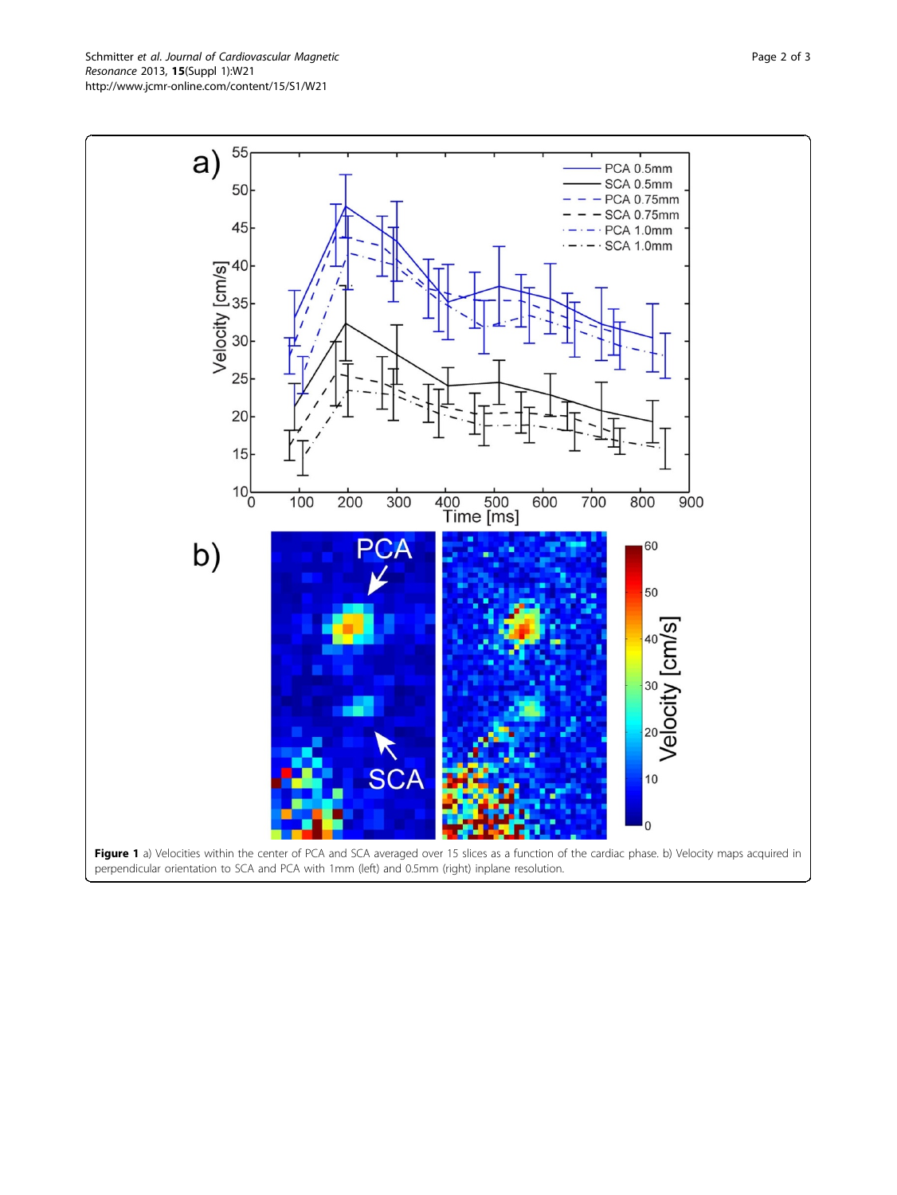**Figure 1** a) Velocities within the center of PCA and SCA averaged over 15 slices as a function of the cardiac phase. b) Velocity maps acquired in perpendicular orientation to SCA and PCA with 1mm (left) and 0.5mm (right) inplane resolution.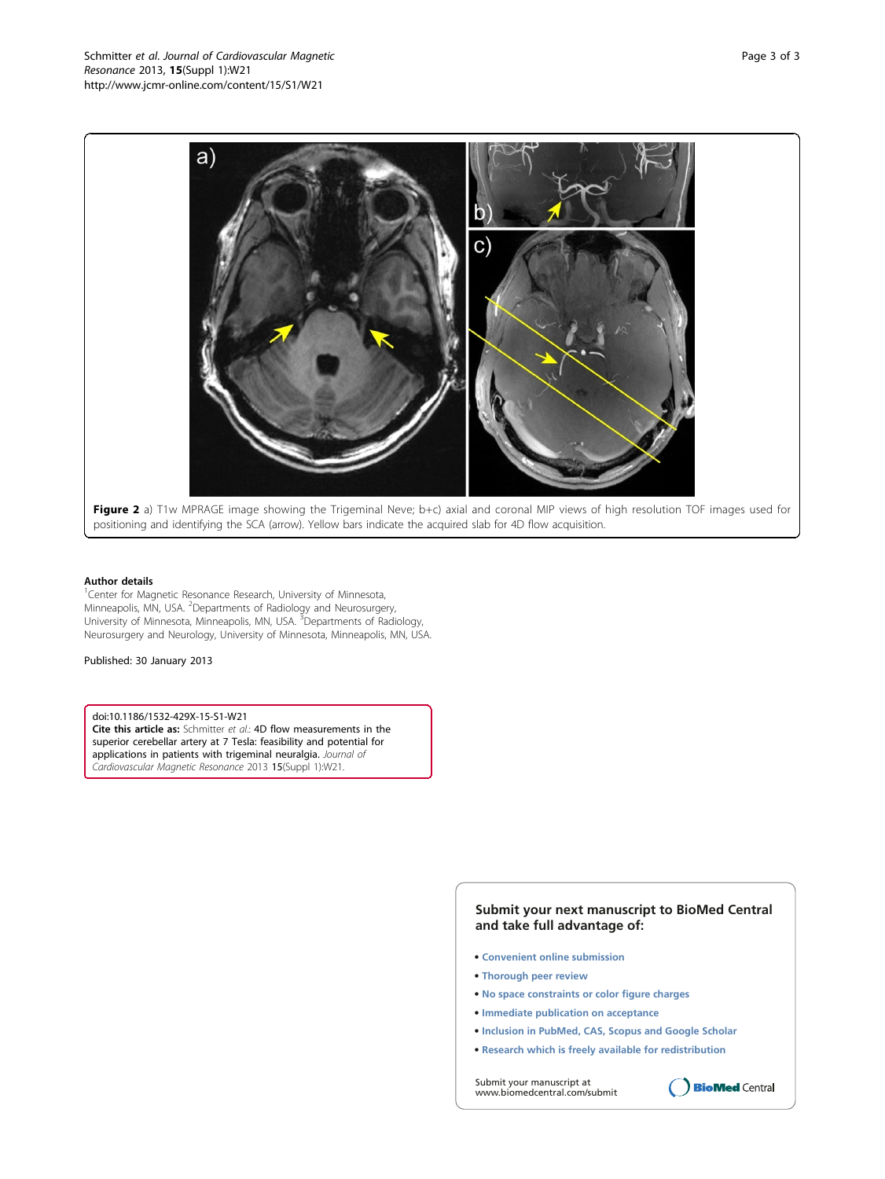**Figure 2** a) T1w MPRAGE image showing the Trigeminal Neve; b+c) axial and coronal MIP views of high resolution TOF images used for positioning and identifying the SCA (arrow). Yellow bars indicate the acquired slab for 4D flow acquisition.

#### Author details

[1]Center for Magnetic Resonance Research, University of Minnesota, Minneapolis, MN, USA. [2]Departments of Radiology and Neurosurgery, University of Minnesota, Minneapolis, MN, USA. [3]Departments of Radiology, Neurosurgery and Neurology, University of Minnesota, Minneapolis, MN, USA.

Published: 30 January 2013

doi:10.1186/1532-429X-15-S1-W21

**Cite this article as:** Schmitter *et al.*: 4D flow measurements in the superior cerebellar artery at 7 Tesla: feasibility and potential for applications in patients with trigeminal neuralgia. *Journal of Cardiovascular Magnetic Resonance* 2013 **15**(Suppl 1):W21.

**Submit your next manuscript to BioMed Central and take full advantage of:**

- Convenient online submission
- Thorough peer review
- No space constraints or color figure charges
- Immediate publication on acceptance
- Inclusion in PubMed, CAS, Scopus and Google Scholar
- Research which is freely available for redistribution

Submit your manuscript at www.biomedcentral.com/submit

BioMed Central